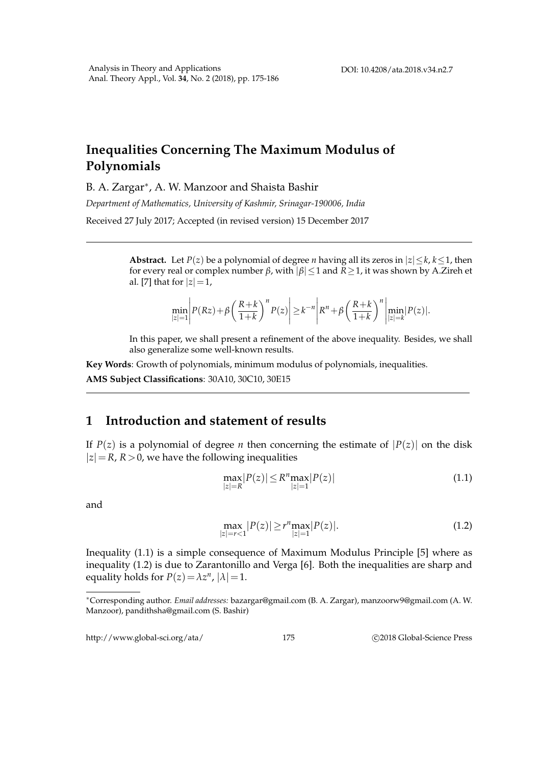# Inequalities Concerning The Maximum Modulus of Polynomials

B. A. Zargar*, A. W. Manzoor and Shaista Bashir

*Department of Mathematics, University of Kashmir, Srinagar-190006, India*

Received 27 July 2017; Accepted (in revised version) 15 December 2017

---

**Abstract.** Let $P(z)$ be a polynomial of degree $n$ having all its zeros in $|z|\le k$, $k\le 1$, then for every real or complex number $\beta$, with $|\beta|\le 1$ and $R\ge 1$, it was shown by A.Zireh et al. [7] that for $|z|=1$,

$$\min_{|z|=1}\left|P(Rz)+\beta\left(\frac{R+k}{1+k}\right)^n P(z)\right|\ge k^{-n}\left|R^n+\beta\left(\frac{R+k}{1+k}\right)^n\right|\min_{|z|=k}|P(z)|.$$

In this paper, we shall present a refinement of the above inequality. Besides, we shall also generalize some well-known results.

**Key Words**: Growth of polynomials, minimum modulus of polynomials, inequalities.

**AMS Subject Classifications**: 30A10, 30C10, 30E15

---

## 1 Introduction and statement of results

If $P(z)$ is a polynomial of degree $n$ then concerning the estimate of $|P(z)|$ on the disk $|z|=R$, $R>0$, we have the following inequalities

$$\max_{|z|=R}|P(z)|\le R^n\max_{|z|=1}|P(z)| \tag{1.1}$$

and

$$\max_{|z|=r<1}|P(z)|\ge r^n\max_{|z|=1}|P(z)|. \tag{1.2}$$

Inequality (1.1) is a simple consequence of Maximum Modulus Principle [5] where as inequality (1.2) is due to Zarantonillo and Verga [6]. Both the inequalities are sharp and equality holds for $P(z)=\lambda z^n$, $|\lambda|=1$.

*Corresponding author. *Email addresses:* bazargar@gmail.com (B. A. Zargar), manzoorw9@gmail.com (A. W. Manzoor), pandithsha@gmail.com (S. Bashir)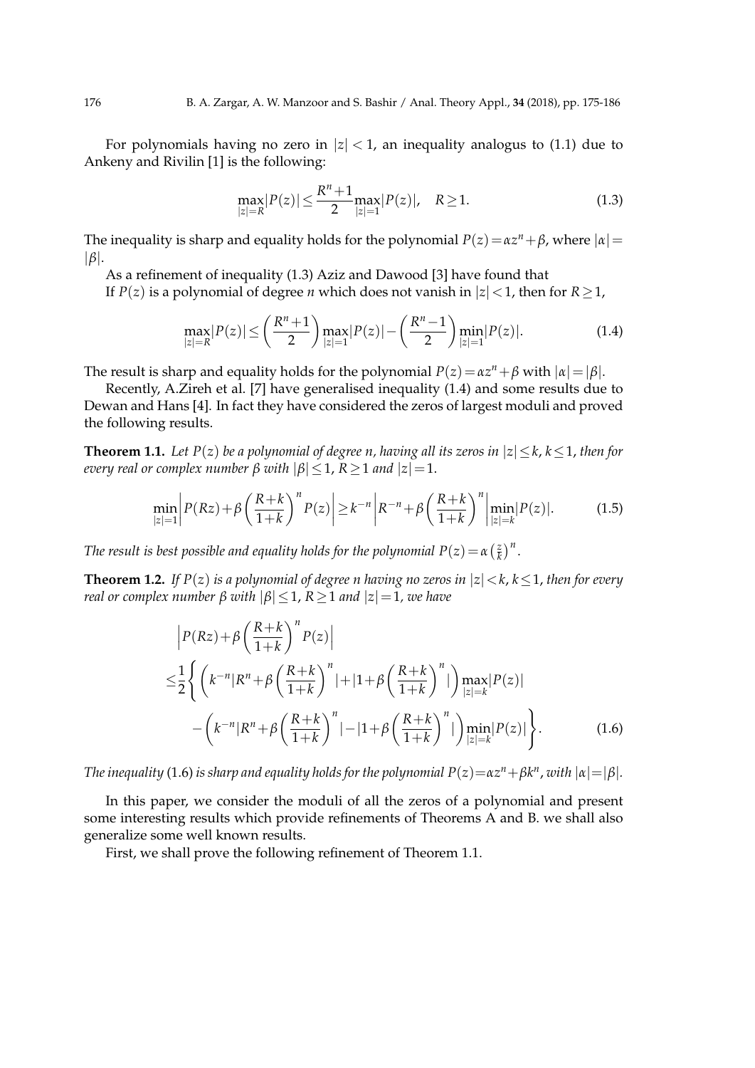For polynomials having no zero in $|z| < 1$, an inequality analogus to (1.1) due to Ankeny and Rivilin [1] is the following:

$$\max_{|z|=R}|P(z)| \leq \frac{R^n+1}{2}\max_{|z|=1}|P(z)|, \quad R \geq 1. \tag{1.3}$$

The inequality is sharp and equality holds for the polynomial $P(z) = \alpha z^n + \beta$, where $|\alpha| = |\beta|$.

As a refinement of inequality (1.3) Aziz and Dawood [3] have found that

If $P(z)$ is a polynomial of degree $n$ which does not vanish in $|z| < 1$, then for $R \geq 1$,

$$\max_{|z|=R}|P(z)| \leq \left(\frac{R^n+1}{2}\right)\max_{|z|=1}|P(z)| - \left(\frac{R^n-1}{2}\right)\min_{|z|=1}|P(z)|. \tag{1.4}$$

The result is sharp and equality holds for the polynomial $P(z) = \alpha z^n + \beta$ with $|\alpha| = |\beta|$.

Recently, A.Zireh et al. [7] have generalised inequality (1.4) and some results due to Dewan and Hans [4]. In fact they have considered the zeros of largest moduli and proved the following results.

**Theorem 1.1.** *Let $P(z)$ be a polynomial of degree $n$, having all its zeros in $|z| \leq k$, $k \leq 1$, then for every real or complex number $\beta$ with $|\beta| \leq 1$, $R \geq 1$ and $|z| = 1$.*

$$\min_{|z|=1}\left|P(Rz) + \beta\left(\frac{R+k}{1+k}\right)^n P(z)\right| \geq k^{-n}\left|R^{-n} + \beta\left(\frac{R+k}{1+k}\right)^n\right|\min_{|z|=k}|P(z)|. \tag{1.5}$$

*The result is best possible and equality holds for the polynomial $P(z) = \alpha\left(\frac{z}{k}\right)^n$.*

**Theorem 1.2.** *If $P(z)$ is a polynomial of degree $n$ having no zeros in $|z| < k$, $k \leq 1$, then for every real or complex number $\beta$ with $|\beta| \leq 1$, $R \geq 1$ and $|z| = 1$, we have*

$$\begin{aligned}
&\left|P(Rz) + \beta\left(\frac{R+k}{1+k}\right)^n P(z)\right| \\
\leq &\frac{1}{2}\left\{\left(k^{-n}|R^n + \beta\left(\frac{R+k}{1+k}\right)^n| + |1 + \beta\left(\frac{R+k}{1+k}\right)^n|\right)\max_{|z|=k}|P(z)|\right. \\
&\left. - \left(k^{-n}|R^n + \beta\left(\frac{R+k}{1+k}\right)^n| - |1 + \beta\left(\frac{R+k}{1+k}\right)^n|\right)\min_{|z|=k}|P(z)|\right\}.
\end{aligned} \tag{1.6}$$

*The inequality (1.6) is sharp and equality holds for the polynomial $P(z) = \alpha z^n + \beta k^n$, with $|\alpha| = |\beta|$.*

In this paper, we consider the moduli of all the zeros of a polynomial and present some interesting results which provide refinements of Theorems A and B. we shall also generalize some well known results.

First, we shall prove the following refinement of Theorem 1.1.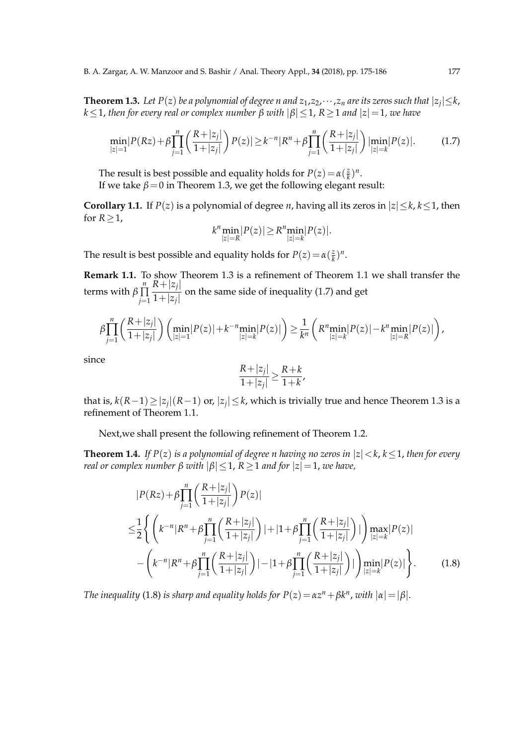**Theorem 1.3.** *Let $P(z)$ be a polynomial of degree $n$ and $z_1,z_2,\cdots,z_n$ are its zeros such that $|z_j|\leq k$, $k\leq 1$, then for every real or complex number $\beta$ with $|\beta|\leq 1$, $R\geq 1$ and $|z|=1$, we have*

$$\min_{|z|=1}|P(Rz)+\beta\prod_{j=1}^{n}\left(\frac{R+|z_j|}{1+|z_j|}\right)P(z)|\geq k^{-n}|R^n+\beta\prod_{j=1}^{n}\left(\frac{R+|z_j|}{1+|z_j|}\right)|\min_{|z|=k}|P(z)|. \tag{1.7}$$

The result is best possible and equality holds for $P(z)=\alpha(\frac{z}{k})^n$.

If we take $\beta=0$ in Theorem 1.3, we get the following elegant result:

**Corollary 1.1.** If $P(z)$ is a polynomial of degree $n$, having all its zeros in $|z|\leq k$, $k\leq 1$, then for $R\geq 1$,

$$k^n\min_{|z|=R}|P(z)|\geq R^n\min_{|z|=k}|P(z)|.$$

The result is best possible and equality holds for $P(z)=\alpha(\frac{z}{k})^n$.

**Remark 1.1.** To show Theorem 1.3 is a refinement of Theorem 1.1 we shall transfer the terms with $\beta\prod_{j=1}^{n}\frac{R+|z_j|}{1+|z_j|}$ on the same side of inequality (1.7) and get

$$\beta\prod_{j=1}^{n}\left(\frac{R+|z_j|}{1+|z_j|}\right)\left(\min_{|z|=1}|P(z)|+k^{-n}\min_{|z|=k}|P(z)|\right)\geq\frac{1}{k^n}\left(R^n\min_{|z|=k}|P(z)|-k^n\min_{|z|=R}|P(z)|\right),$$

since

$$\frac{R+|z_j|}{1+|z_j|}\geq\frac{R+k}{1+k},$$

that is, $k(R-1)\geq|z_j|(R-1)$ or, $|z_j|\leq k$, which is trivially true and hence Theorem 1.3 is a refinement of Theorem 1.1.

Next,we shall present the following refinement of Theorem 1.2.

**Theorem 1.4.** *If $P(z)$ is a polynomial of degree $n$ having no zeros in $|z|<k$, $k\leq 1$, then for every real or complex number $\beta$ with $|\beta|\leq 1$, $R\geq 1$ and for $|z|=1$, we have,*

$$\begin{aligned}
&|P(Rz)+\beta\prod_{j=1}^{n}\left(\frac{R+|z_j|}{1+|z_j|}\right)P(z)|\\
\leq&\frac{1}{2}\Bigg\{\left(k^{-n}|R^n+\beta\prod_{j=1}^{n}\left(\frac{R+|z_j|}{1+|z_j|}\right)|+|1+\beta\prod_{j=1}^{n}\left(\frac{R+|z_j|}{1+|z_j|}\right)|\right)\max_{|z|=k}|P(z)|\\
&-\left(k^{-n}|R^n+\beta\prod_{j=1}^{n}\left(\frac{R+|z_j|}{1+|z_j|}\right)|-|1+\beta\prod_{j=1}^{n}\left(\frac{R+|z_j|}{1+|z_j|}\right)|\right)\min_{|z|=k}|P(z)|\Bigg\}.
\end{aligned} \tag{1.8}$$

*The inequality* (1.8) *is sharp and equality holds for $P(z)=\alpha z^n+\beta k^n$, with $|\alpha|=|\beta|$.*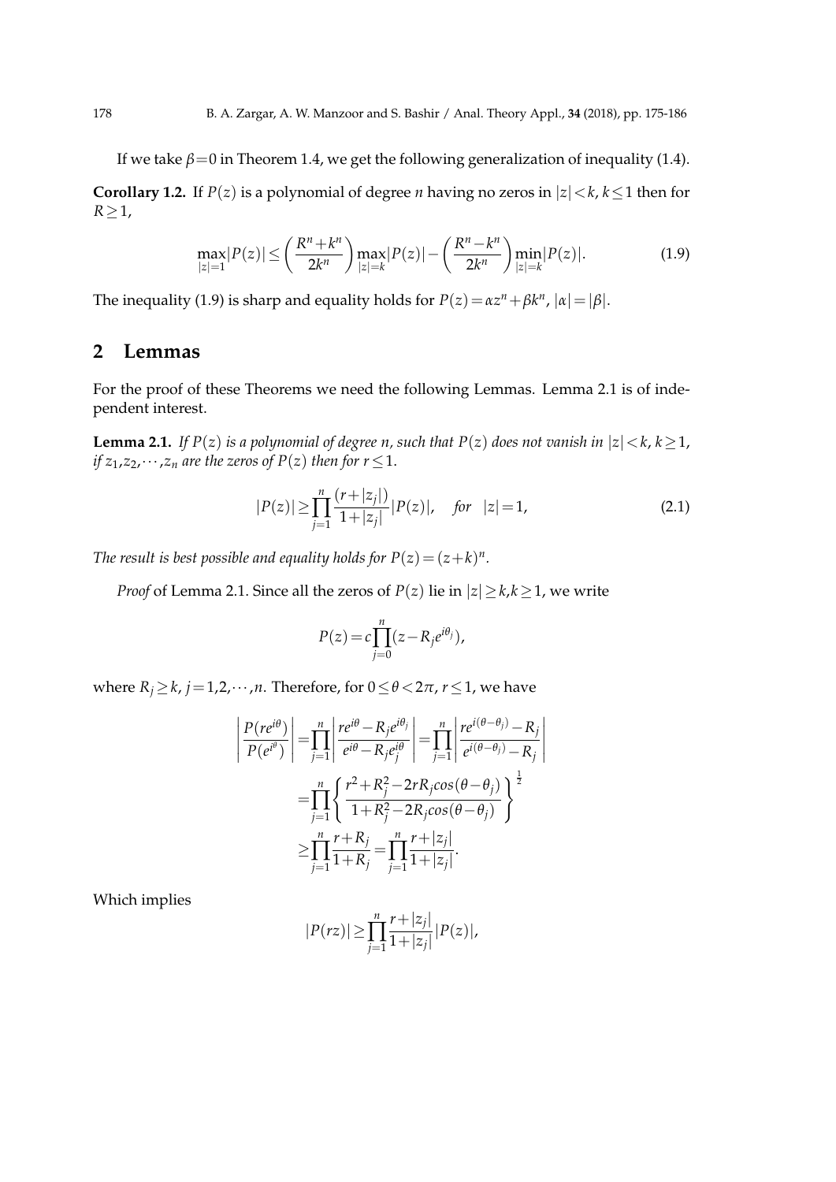If we take $\beta=0$ in Theorem 1.4, we get the following generalization of inequality (1.4).

**Corollary 1.2.** If $P(z)$ is a polynomial of degree $n$ having no zeros in $|z|<k$, $k\leq 1$ then for $R\geq 1$,

$$\max_{|z|=1}|P(z)|\leq\left(\frac{R^n+k^n}{2k^n}\right)\max_{|z|=k}|P(z)|-\left(\frac{R^n-k^n}{2k^n}\right)\min_{|z|=k}|P(z)|. \tag{1.9}$$

The inequality (1.9) is sharp and equality holds for $P(z)=\alpha z^n+\beta k^n$, $|\alpha|=|\beta|$.

## 2 Lemmas

For the proof of these Theorems we need the following Lemmas. Lemma 2.1 is of independent interest.

**Lemma 2.1.** *If $P(z)$ is a polynomial of degree $n$, such that $P(z)$ does not vanish in $|z|<k$, $k\geq 1$, if $z_1,z_2,\cdots,z_n$ are the zeros of $P(z)$ then for $r\leq 1$.*

$$|P(z)|\geq\prod_{j=1}^{n}\frac{(r+|z_j|)}{1+|z_j|}|P(z)|,\quad \textit{for}\quad |z|=1, \tag{2.1}$$

*The result is best possible and equality holds for $P(z)=(z+k)^n$.*

*Proof* of Lemma 2.1. Since all the zeros of $P(z)$ lie in $|z|\geq k, k\geq 1$, we write

$$P(z)=c\prod_{j=0}^{n}(z-R_je^{i\theta_j}),$$

where $R_j\geq k$, $j=1,2,\cdots,n$. Therefore, for $0\leq\theta<2\pi$, $r\leq 1$, we have

$$\begin{aligned}
\left|\frac{P(re^{i\theta})}{P(e^{i\theta})}\right| &=\prod_{j=1}^{n}\left|\frac{re^{i\theta}-R_je^{i\theta_j}}{e^{i\theta}-R_je^{i\theta}_j}\right|=\prod_{j=1}^{n}\left|\frac{re^{i(\theta-\theta_j)}-R_j}{e^{i(\theta-\theta_j)}-R_j}\right| \\
&=\prod_{j=1}^{n}\left\{\frac{r^2+R_j^2-2rR_jcos(\theta-\theta_j)}{1+R_j^2-2R_jcos(\theta-\theta_j)}\right\}^{\frac{1}{2}} \\
&\geq\prod_{j=1}^{n}\frac{r+R_j}{1+R_j}=\prod_{j=1}^{n}\frac{r+|z_j|}{1+|z_j|}.
\end{aligned}$$

Which implies

$$|P(rz)|\geq\prod_{j=1}^{n}\frac{r+|z_j|}{1+|z_j|}|P(z)|,$$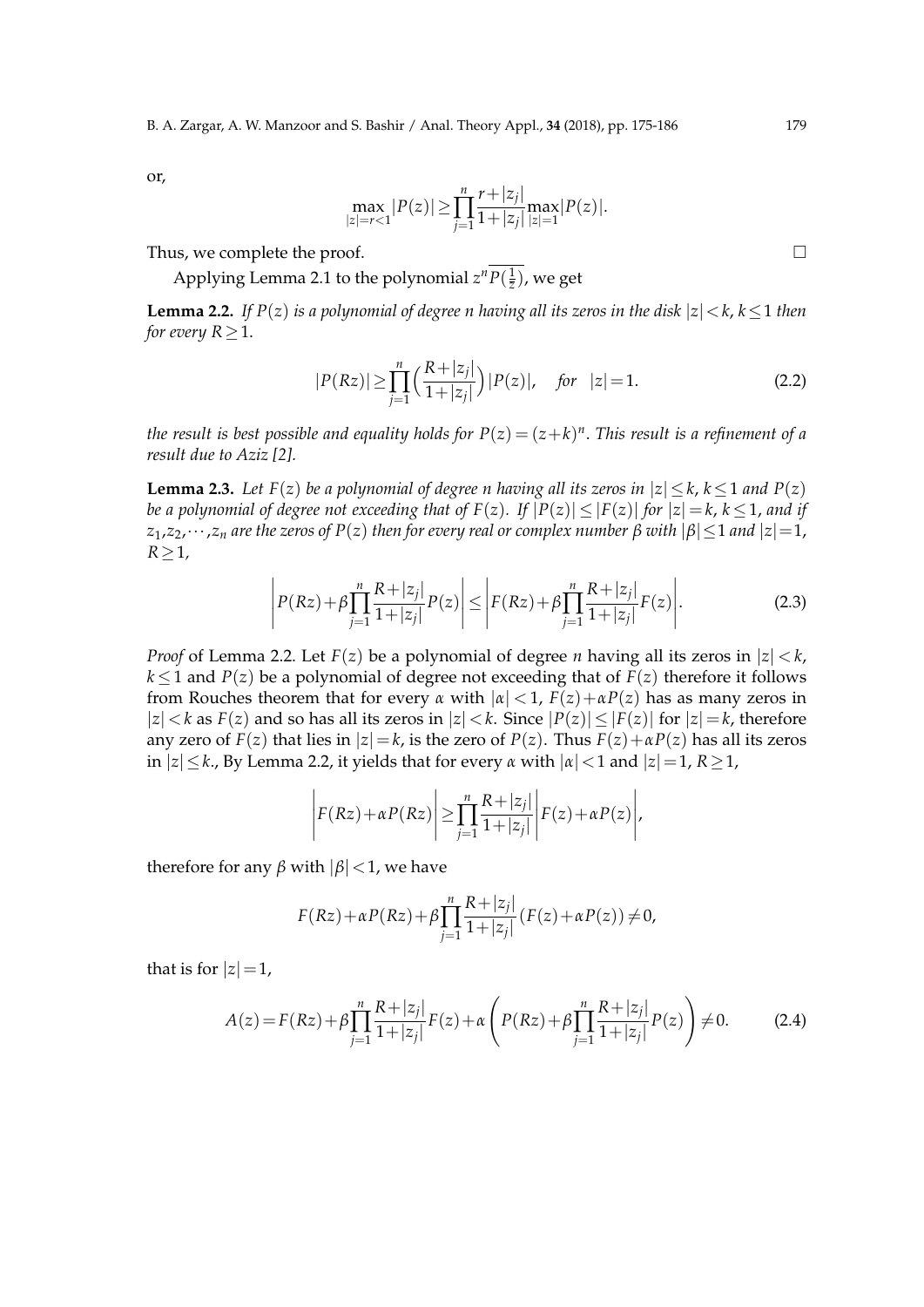or,

$$\max_{|z|=r<1}|P(z)| \geq \prod_{j=1}^{n}\frac{r+|z_j|}{1+|z_j|}\max_{|z|=1}|P(z)|.$$

Thus, we complete the proof. $\square$

Applying Lemma 2.1 to the polynomial $z^n\overline{P(\frac{1}{\bar{z}})}$, we get

**Lemma 2.2.** *If $P(z)$ is a polynomial of degree $n$ having all its zeros in the disk $|z|<k$, $k\leq 1$ then for every $R\geq 1$.*

$$|P(Rz)| \geq \prod_{j=1}^{n}\Big(\frac{R+|z_j|}{1+|z_j|}\Big)|P(z)|, \quad for \quad |z|=1. \tag{2.2}$$

*the result is best possible and equality holds for $P(z)=(z+k)^n$. This result is a refinement of a result due to Aziz [2].*

**Lemma 2.3.** *Let $F(z)$ be a polynomial of degree $n$ having all its zeros in $|z|\leq k$, $k\leq 1$ and $P(z)$ be a polynomial of degree not exceeding that of $F(z)$. If $|P(z)|\leq|F(z)|$ for $|z|=k$, $k\leq 1$, and if $z_1,z_2,\cdots,z_n$ are the zeros of $P(z)$ then for every real or complex number $\beta$ with $|\beta|\leq 1$ and $|z|=1$, $R\geq 1$,*

$$\left|P(Rz)+\beta\prod_{j=1}^{n}\frac{R+|z_j|}{1+|z_j|}P(z)\right| \leq \left|F(Rz)+\beta\prod_{j=1}^{n}\frac{R+|z_j|}{1+|z_j|}F(z)\right|. \tag{2.3}$$

*Proof* of Lemma 2.2. Let $F(z)$ be a polynomial of degree $n$ having all its zeros in $|z|<k$, $k\leq 1$ and $P(z)$ be a polynomial of degree not exceeding that of $F(z)$ therefore it follows from Rouches theorem that for every $\alpha$ with $|\alpha|<1$, $F(z)+\alpha P(z)$ has as many zeros in $|z|<k$ as $F(z)$ and so has all its zeros in $|z|<k$. Since $|P(z)|\leq|F(z)|$ for $|z|=k$, therefore any zero of $F(z)$ that lies in $|z|=k$, is the zero of $P(z)$. Thus $F(z)+\alpha P(z)$ has all its zeros in $|z|\leq k$., By Lemma 2.2, it yields that for every $\alpha$ with $|\alpha|<1$ and $|z|=1$, $R\geq 1$,

$$\left|F(Rz)+\alpha P(Rz)\right| \geq \prod_{j=1}^{n}\frac{R+|z_j|}{1+|z_j|}\left|F(z)+\alpha P(z)\right|,$$

therefore for any $\beta$ with $|\beta|<1$, we have

$$F(Rz)+\alpha P(Rz)+\beta\prod_{j=1}^{n}\frac{R+|z_j|}{1+|z_j|}(F(z)+\alpha P(z))\neq 0,$$

that is for $|z|=1$,

$$A(z)=F(Rz)+\beta\prod_{j=1}^{n}\frac{R+|z_j|}{1+|z_j|}F(z)+\alpha\left(P(Rz)+\beta\prod_{j=1}^{n}\frac{R+|z_j|}{1+|z_j|}P(z)\right)\neq 0. \tag{2.4}$$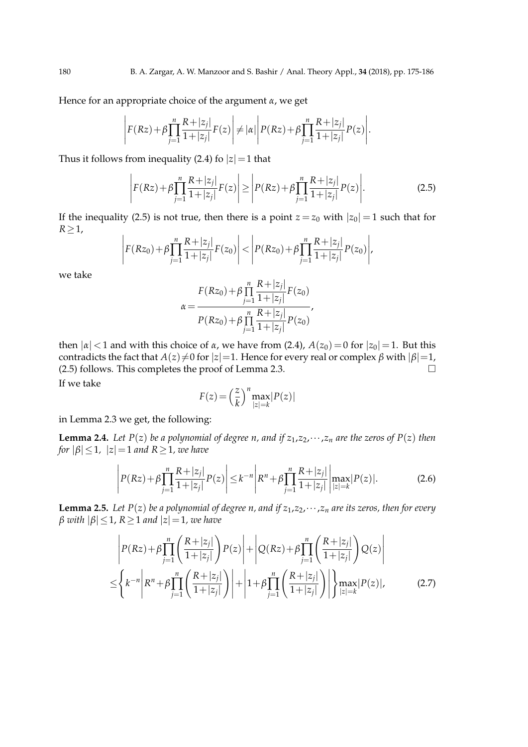Hence for an appropriate choice of the argument $\alpha$, we get

$$\left|F(Rz)+\beta\prod_{j=1}^{n}\frac{R+|z_j|}{1+|z_j|}F(z)\right|\neq|\alpha|\left|P(Rz)+\beta\prod_{j=1}^{n}\frac{R+|z_j|}{1+|z_j|}P(z)\right|.$$

Thus it follows from inequality (2.4) fo $|z|=1$ that

$$\left|F(Rz)+\beta\prod_{j=1}^{n}\frac{R+|z_j|}{1+|z_j|}F(z)\right|\geq\left|P(Rz)+\beta\prod_{j=1}^{n}\frac{R+|z_j|}{1+|z_j|}P(z)\right|. \tag{2.5}$$

If the inequality (2.5) is not true, then there is a point $z=z_0$ with $|z_0|=1$ such that for $R\geq 1$,

$$\left|F(Rz_0)+\beta\prod_{j=1}^{n}\frac{R+|z_j|}{1+|z_j|}F(z_0)\right|<\left|P(Rz_0)+\beta\prod_{j=1}^{n}\frac{R+|z_j|}{1+|z_j|}P(z_0)\right|,$$

we take

$$\alpha=\frac{F(Rz_0)+\beta\prod\limits_{j=1}^{n}\dfrac{R+|z_j|}{1+|z_j|}F(z_0)}{P(Rz_0)+\beta\prod\limits_{j=1}^{n}\dfrac{R+|z_j|}{1+|z_j|}P(z_0)},$$

then $|\alpha|<1$ and with this choice of $\alpha$, we have from (2.4), $A(z_0)=0$ for $|z_0|=1$. But this contradicts the fact that $A(z)\neq 0$ for $|z|=1$. Hence for every real or complex $\beta$ with $|\beta|=1$, (2.5) follows. This completes the proof of Lemma 2.3. $\square$

If we take

$$F(z)=\left(\frac{z}{k}\right)^n\max_{|z|=k}|P(z)|$$

in Lemma 2.3 we get, the following:

**Lemma 2.4.** *Let $P(z)$ be a polynomial of degree $n$, and if $z_1,z_2,\cdots,z_n$ are the zeros of $P(z)$ then for $|\beta|\leq 1$, $|z|=1$ and $R\geq 1$, we have*

$$\left|P(Rz)+\beta\prod_{j=1}^{n}\frac{R+|z_j|}{1+|z_j|}P(z)\right|\leq k^{-n}\left|R^n+\beta\prod_{j=1}^{n}\frac{R+|z_j|}{1+|z_j|}\right|\max_{|z|=k}|P(z)|. \tag{2.6}$$

**Lemma 2.5.** *Let $P(z)$ be a polynomial of degree $n$, and if $z_1,z_2,\cdots,z_n$ are its zeros, then for every $\beta$ with $|\beta|\leq 1$, $R\geq 1$ and $|z|=1$, we have*

$$\begin{aligned}&\left|P(Rz)+\beta\prod_{j=1}^{n}\left(\frac{R+|z_j|}{1+|z_j|}\right)P(z)\right|+\left|Q(Rz)+\beta\prod_{j=1}^{n}\left(\frac{R+|z_j|}{1+|z_j|}\right)Q(z)\right|\\&\leq\left\{k^{-n}\left|R^n+\beta\prod_{j=1}^{n}\left(\frac{R+|z_j|}{1+|z_j|}\right)\right|+\left|1+\beta\prod_{j=1}^{n}\left(\frac{R+|z_j|}{1+|z_j|}\right)\right|\right\}\max_{|z|=k}|P(z)|,\end{aligned} \tag{2.7}$$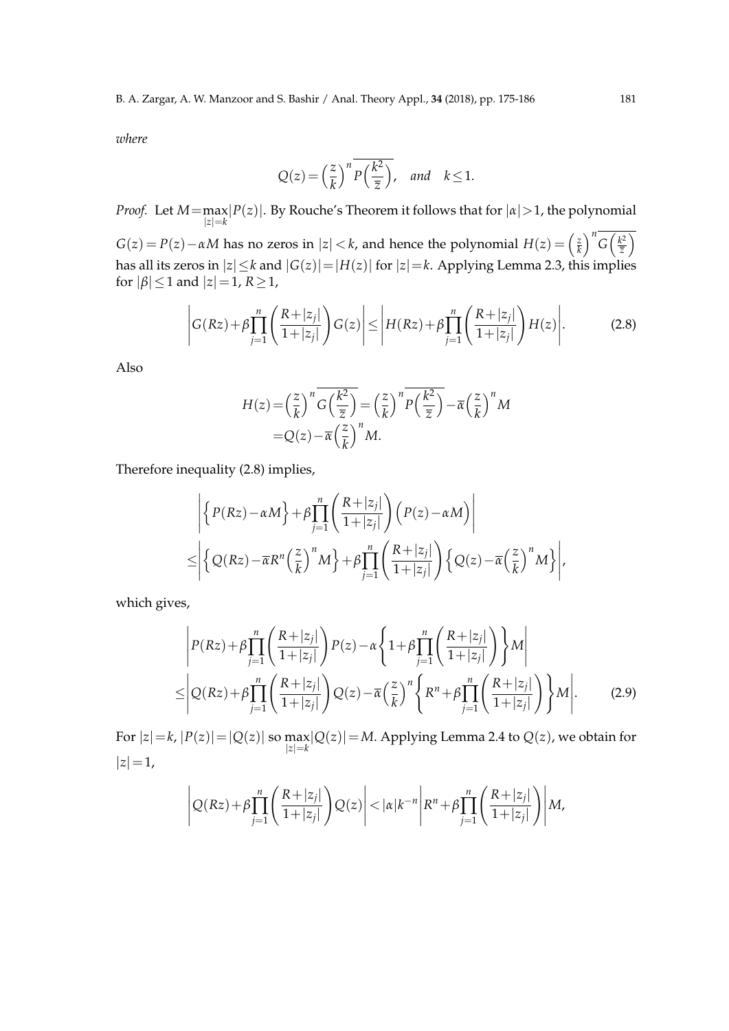*where*

$$Q(z)=\Big(\frac{z}{k}\Big)^n\overline{P\Big(\frac{k^2}{\overline{z}}\Big)},\quad \textit{and}\quad k\le 1.$$

*Proof.* Let $M=\max_{|z|=k}|P(z)|$. By Rouche's Theorem it follows that for $|\alpha|>1$, the polynomial $G(z)=P(z)-\alpha M$ has no zeros in $|z|<k$, and hence the polynomial $H(z)=\big(\frac{z}{k}\big)^n\overline{G\big(\frac{k^2}{\overline{z}}\big)}$ has all its zeros in $|z|\le k$ and $|G(z)|=|H(z)|$ for $|z|=k$. Applying Lemma 2.3, this implies for $|\beta|\le 1$ and $|z|=1$, $R\ge 1$,

$$\left|G(Rz)+\beta\prod_{j=1}^{n}\left(\frac{R+|z_j|}{1+|z_j|}\right)G(z)\right|\le\left|H(Rz)+\beta\prod_{j=1}^{n}\left(\frac{R+|z_j|}{1+|z_j|}\right)H(z)\right|. \tag{2.8}$$

Also

$$\begin{aligned}H(z)=&\Big(\frac{z}{k}\Big)^n\overline{G\Big(\frac{k^2}{\overline{z}}\Big)}=\Big(\frac{z}{k}\Big)^n\overline{P\Big(\frac{k^2}{\overline{z}}\Big)}-\overline{\alpha}\Big(\frac{z}{k}\Big)^n M\\ =&Q(z)-\overline{\alpha}\Big(\frac{z}{k}\Big)^n M.\end{aligned}$$

Therefore inequality (2.8) implies,

$$\begin{aligned}&\left|\Big\{P(Rz)-\alpha M\Big\}+\beta\prod_{j=1}^{n}\left(\frac{R+|z_j|}{1+|z_j|}\right)\Big(P(z)-\alpha M\Big)\right|\\ \le&\left|\Big\{Q(Rz)-\overline{\alpha}R^n\Big(\frac{z}{k}\Big)^n M\Big\}+\beta\prod_{j=1}^{n}\left(\frac{R+|z_j|}{1+|z_j|}\right)\Big\{Q(z)-\overline{\alpha}\Big(\frac{z}{k}\Big)^n M\Big\}\right|,\end{aligned}$$

which gives,

$$\begin{aligned}&\left|P(Rz)+\beta\prod_{j=1}^{n}\left(\frac{R+|z_j|}{1+|z_j|}\right)P(z)-\alpha\left\{1+\beta\prod_{j=1}^{n}\left(\frac{R+|z_j|}{1+|z_j|}\right)\right\}M\right|\\ \le&\left|Q(Rz)+\beta\prod_{j=1}^{n}\left(\frac{R+|z_j|}{1+|z_j|}\right)Q(z)-\overline{\alpha}\Big(\frac{z}{k}\Big)^n\left\{R^n+\beta\prod_{j=1}^{n}\left(\frac{R+|z_j|}{1+|z_j|}\right)\right\}M\right|. \end{aligned}\tag{2.9}$$

For $|z|=k$, $|P(z)|=|Q(z)|$ so $\max_{|z|=k}|Q(z)|=M$. Applying Lemma 2.4 to $Q(z)$, we obtain for $|z|=1$,

$$\left|Q(Rz)+\beta\prod_{j=1}^{n}\left(\frac{R+|z_j|}{1+|z_j|}\right)Q(z)\right|<|\alpha|k^{-n}\left|R^n+\beta\prod_{j=1}^{n}\left(\frac{R+|z_j|}{1+|z_j|}\right)\right|M,$$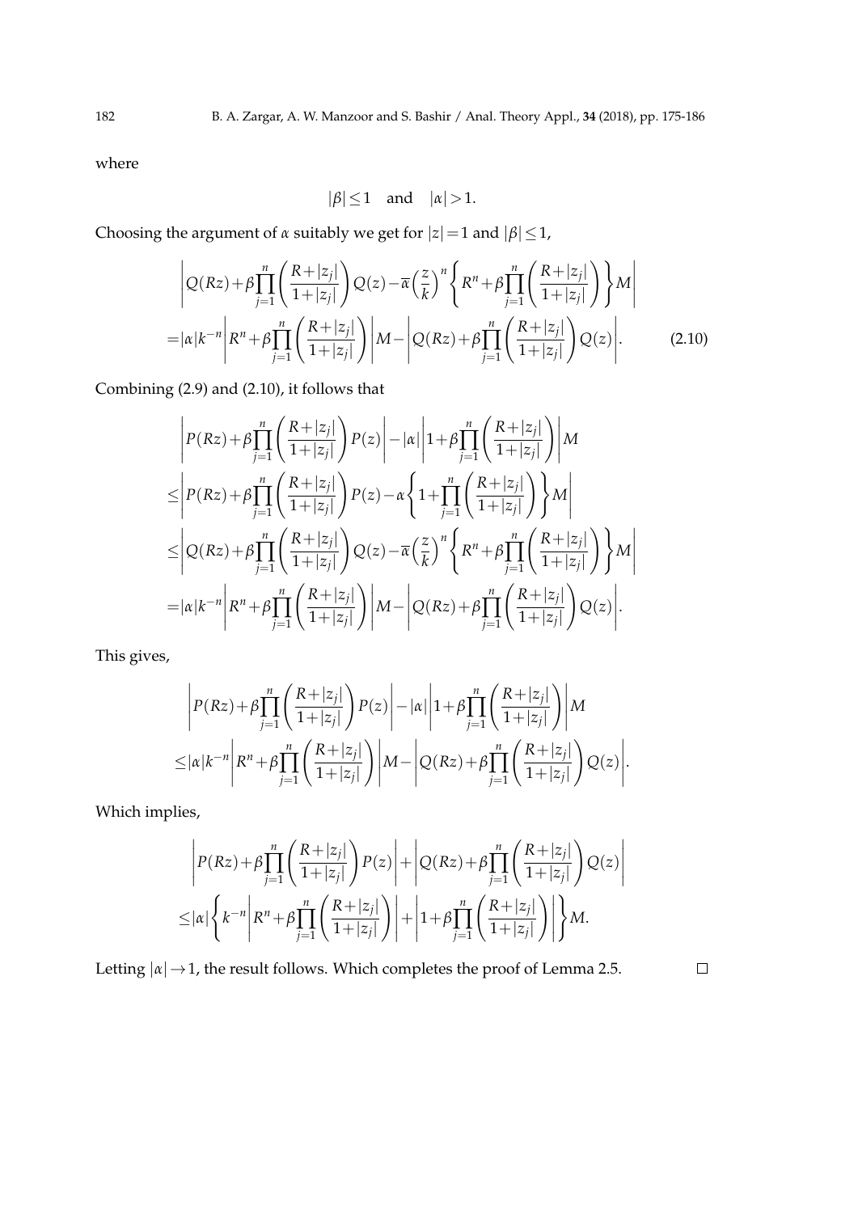where

$$|\beta| \le 1 \quad \text{and} \quad |\alpha| > 1.$$

Choosing the argument of $\alpha$ suitably we get for $|z|=1$ and $|\beta|\le 1$,

$$\begin{aligned}
&\left|Q(Rz)+\beta\prod_{j=1}^{n}\left(\frac{R+|z_j|}{1+|z_j|}\right)Q(z)-\overline{\alpha}\left(\frac{z}{k}\right)^n\left\{R^n+\beta\prod_{j=1}^{n}\left(\frac{R+|z_j|}{1+|z_j|}\right)\right\}M\right| \\
=&|\alpha|k^{-n}\left|R^n+\beta\prod_{j=1}^{n}\left(\frac{R+|z_j|}{1+|z_j|}\right)\right|M-\left|Q(Rz)+\beta\prod_{j=1}^{n}\left(\frac{R+|z_j|}{1+|z_j|}\right)Q(z)\right|. \qquad (2.10)
\end{aligned}$$

Combining (2.9) and (2.10), it follows that

$$\begin{aligned}
&\left|P(Rz)+\beta\prod_{j=1}^{n}\left(\frac{R+|z_j|}{1+|z_j|}\right)P(z)\right|-|\alpha|\left|1+\beta\prod_{j=1}^{n}\left(\frac{R+|z_j|}{1+|z_j|}\right)\right|M \\
\le&\left|P(Rz)+\beta\prod_{j=1}^{n}\left(\frac{R+|z_j|}{1+|z_j|}\right)P(z)-\alpha\left\{1+\prod_{j=1}^{n}\left(\frac{R+|z_j|}{1+|z_j|}\right)\right\}M\right| \\
\le&\left|Q(Rz)+\beta\prod_{j=1}^{n}\left(\frac{R+|z_j|}{1+|z_j|}\right)Q(z)-\overline{\alpha}\left(\frac{z}{k}\right)^n\left\{R^n+\beta\prod_{j=1}^{n}\left(\frac{R+|z_j|}{1+|z_j|}\right)\right\}M\right| \\
=&|\alpha|k^{-n}\left|R^n+\beta\prod_{j=1}^{n}\left(\frac{R+|z_j|}{1+|z_j|}\right)\right|M-\left|Q(Rz)+\beta\prod_{j=1}^{n}\left(\frac{R+|z_j|}{1+|z_j|}\right)Q(z)\right|.
\end{aligned}$$

This gives,

$$\begin{aligned}
&\left|P(Rz)+\beta\prod_{j=1}^{n}\left(\frac{R+|z_j|}{1+|z_j|}\right)P(z)\right|-|\alpha|\left|1+\beta\prod_{j=1}^{n}\left(\frac{R+|z_j|}{1+|z_j|}\right)\right|M \\
\le&|\alpha|k^{-n}\left|R^n+\beta\prod_{j=1}^{n}\left(\frac{R+|z_j|}{1+|z_j|}\right)\right|M-\left|Q(Rz)+\beta\prod_{j=1}^{n}\left(\frac{R+|z_j|}{1+|z_j|}\right)Q(z)\right|.
\end{aligned}$$

Which implies,

$$\begin{aligned}
&\left|P(Rz)+\beta\prod_{j=1}^{n}\left(\frac{R+|z_j|}{1+|z_j|}\right)P(z)\right|+\left|Q(Rz)+\beta\prod_{j=1}^{n}\left(\frac{R+|z_j|}{1+|z_j|}\right)Q(z)\right| \\
\le&|\alpha|\left\{k^{-n}\left|R^n+\beta\prod_{j=1}^{n}\left(\frac{R+|z_j|}{1+|z_j|}\right)\right|+\left|1+\beta\prod_{j=1}^{n}\left(\frac{R+|z_j|}{1+|z_j|}\right)\right|\right\}M.
\end{aligned}$$

Letting $|\alpha|\to 1$, the result follows. Which completes the proof of Lemma 2.5. $\square$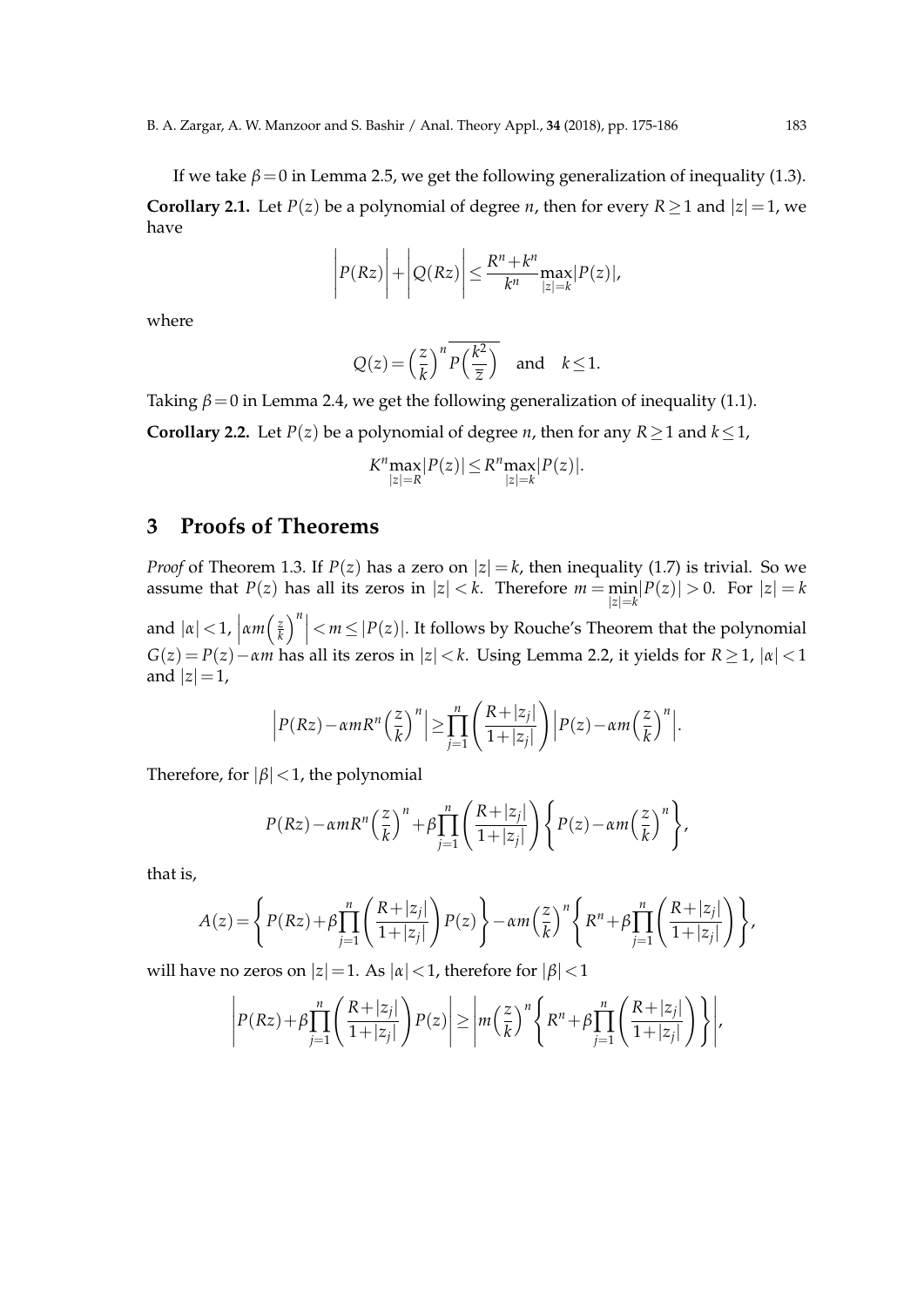If we take $\beta=0$ in Lemma 2.5, we get the following generalization of inequality (1.3).

**Corollary 2.1.** Let $P(z)$ be a polynomial of degree $n$, then for every $R\geq 1$ and $|z|=1$, we have

$$\left|P(Rz)\right|+\left|Q(Rz)\right|\leq \frac{R^n+k^n}{k^n}\max_{|z|=k}|P(z)|,$$

where

$$Q(z)=\Big(\frac{z}{k}\Big)^n\overline{P\Big(\frac{k^2}{\overline{z}}\Big)} \quad \text{and} \quad k\leq 1.$$

Taking $\beta=0$ in Lemma 2.4, we get the following generalization of inequality (1.1).

**Corollary 2.2.** Let $P(z)$ be a polynomial of degree $n$, then for any $R\geq 1$ and $k\leq 1$,

$$K^n\max_{|z|=R}|P(z)|\leq R^n\max_{|z|=k}|P(z)|.$$

## 3 Proofs of Theorems

*Proof* of Theorem 1.3. If $P(z)$ has a zero on $|z|=k$, then inequality (1.7) is trivial. So we assume that $P(z)$ has all its zeros in $|z|<k$. Therefore $m=\min_{|z|=k}|P(z)|>0$. For $|z|=k$ and $|\alpha|<1$, $\left|\alpha m\left(\frac{z}{k}\right)^n\right|<m\leq |P(z)|$. It follows by Rouche's Theorem that the polynomial $G(z)=P(z)-\alpha m$ has all its zeros in $|z|<k$. Using Lemma 2.2, it yields for $R\geq 1$, $|\alpha|<1$ and $|z|=1$,

$$\Big|P(Rz)-\alpha m R^n\Big(\frac{z}{k}\Big)^n\Big|\geq \prod_{j=1}^{n}\left(\frac{R+|z_j|}{1+|z_j|}\right)\Big|P(z)-\alpha m\Big(\frac{z}{k}\Big)^n\Big|.$$

Therefore, for $|\beta|<1$, the polynomial

$$P(Rz)-\alpha m R^n\Big(\frac{z}{k}\Big)^n+\beta\prod_{j=1}^{n}\left(\frac{R+|z_j|}{1+|z_j|}\right)\left\{P(z)-\alpha m\Big(\frac{z}{k}\Big)^n\right\},$$

that is,

$$A(z)=\left\{P(Rz)+\beta\prod_{j=1}^{n}\left(\frac{R+|z_j|}{1+|z_j|}\right)P(z)\right\}-\alpha m\Big(\frac{z}{k}\Big)^n\left\{R^n+\beta\prod_{j=1}^{n}\left(\frac{R+|z_j|}{1+|z_j|}\right)\right\},$$

will have no zeros on $|z|=1$. As $|\alpha|<1$, therefore for $|\beta|<1$

$$\left|P(Rz)+\beta\prod_{j=1}^{n}\left(\frac{R+|z_j|}{1+|z_j|}\right)P(z)\right|\geq \left|m\Big(\frac{z}{k}\Big)^n\left\{R^n+\beta\prod_{j=1}^{n}\left(\frac{R+|z_j|}{1+|z_j|}\right)\right\}\right|,$$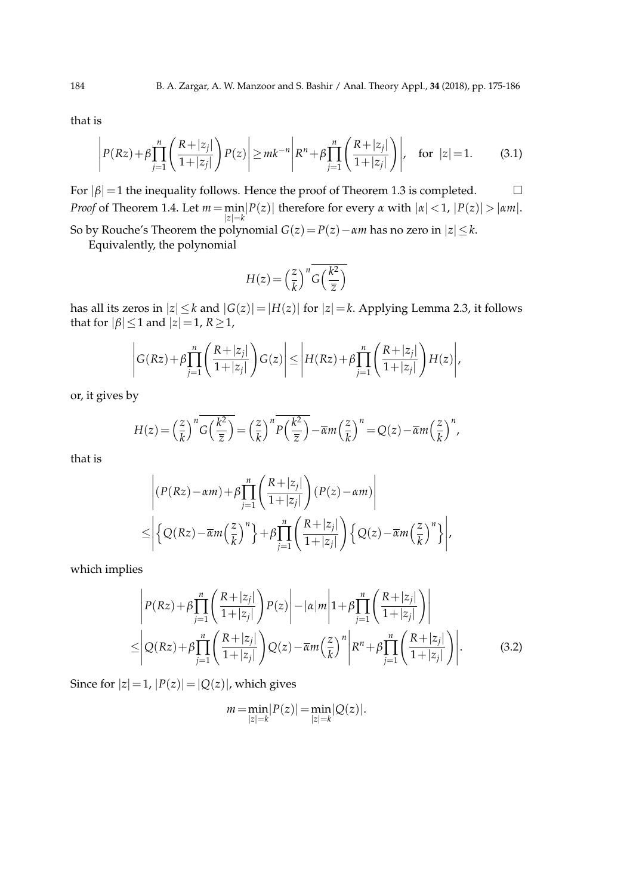that is

$$\left|P(Rz)+\beta\prod_{j=1}^{n}\left(\frac{R+|z_j|}{1+|z_j|}\right)P(z)\right|\geq mk^{-n}\left|R^n+\beta\prod_{j=1}^{n}\left(\frac{R+|z_j|}{1+|z_j|}\right)\right|,\quad \text{for } |z|=1. \tag{3.1}$$

For $|\beta|=1$ the inequality follows. Hence the proof of Theorem 1.3 is completed. □

*Proof* of Theorem 1.4. Let $m=\min_{|z|=k}|P(z)|$ therefore for every $\alpha$ with $|\alpha|<1$, $|P(z)|>|\alpha m|$. So by Rouche's Theorem the polynomial $G(z)=P(z)-\alpha m$ has no zero in $|z|\leq k$.

Equivalently, the polynomial

$$H(z)=\left(\frac{z}{k}\right)^n\overline{G\left(\frac{k^2}{\overline{z}}\right)}$$

has all its zeros in $|z|\leq k$ and $|G(z)|=|H(z)|$ for $|z|=k$. Applying Lemma 2.3, it follows that for $|\beta|\leq 1$ and $|z|=1$, $R\geq 1$,

$$\left|G(Rz)+\beta\prod_{j=1}^{n}\left(\frac{R+|z_j|}{1+|z_j|}\right)G(z)\right|\leq\left|H(Rz)+\beta\prod_{j=1}^{n}\left(\frac{R+|z_j|}{1+|z_j|}\right)H(z)\right|,$$

or, it gives by

$$H(z)=\left(\frac{z}{k}\right)^n\overline{G\left(\frac{k^2}{\overline{z}}\right)}=\left(\frac{z}{k}\right)^n\overline{P\left(\frac{k^2}{\overline{z}}\right)}-\overline{\alpha}m\left(\frac{z}{k}\right)^n=Q(z)-\overline{\alpha}m\left(\frac{z}{k}\right)^n,$$

that is

$$\begin{aligned}&\left|(P(Rz)-\alpha m)+\beta\prod_{j=1}^{n}\left(\frac{R+|z_j|}{1+|z_j|}\right)(P(z)-\alpha m)\right|\\ \leq&\left|\left\{Q(Rz)-\overline{\alpha}m\left(\frac{z}{k}\right)^n\right\}+\beta\prod_{j=1}^{n}\left(\frac{R+|z_j|}{1+|z_j|}\right)\left\{Q(z)-\overline{\alpha}m\left(\frac{z}{k}\right)^n\right\}\right|,\end{aligned}$$

which implies

$$\begin{aligned}&\left|P(Rz)+\beta\prod_{j=1}^{n}\left(\frac{R+|z_j|}{1+|z_j|}\right)P(z)\right|-|\alpha|m\left|1+\beta\prod_{j=1}^{n}\left(\frac{R+|z_j|}{1+|z_j|}\right)\right|\\ \leq&\left|Q(Rz)+\beta\prod_{j=1}^{n}\left(\frac{R+|z_j|}{1+|z_j|}\right)Q(z)-\overline{\alpha}m\left(\frac{z}{k}\right)^n\right|R^n+\beta\prod_{j=1}^{n}\left(\frac{R+|z_j|}{1+|z_j|}\right)\Bigg|.\end{aligned} \tag{3.2}$$

Since for $|z|=1$, $|P(z)|=|Q(z)|$, which gives

$$m=\min_{|z|=k}|P(z)|=\min_{|z|=k}|Q(z)|.$$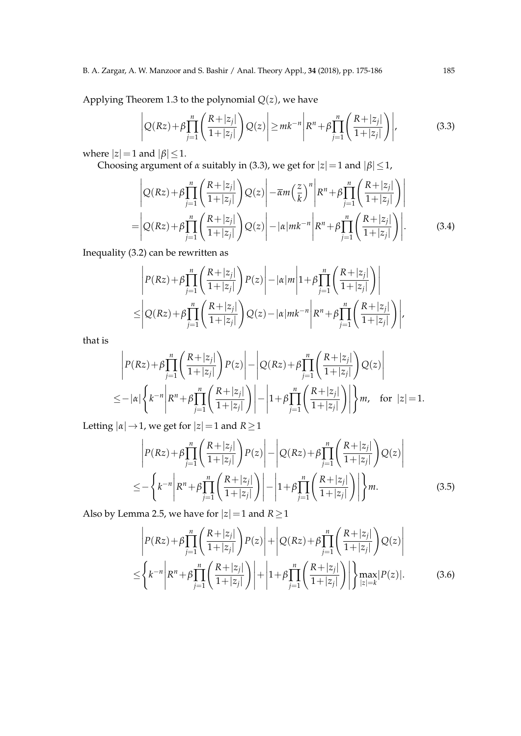Applying Theorem 1.3 to the polynomial $Q(z)$, we have

$$\left|Q(Rz)+\beta\prod_{j=1}^{n}\left(\frac{R+|z_j|}{1+|z_j|}\right)Q(z)\right|\geq mk^{-n}\left|R^n+\beta\prod_{j=1}^{n}\left(\frac{R+|z_j|}{1+|z_j|}\right)\right|, \tag{3.3}$$

where $|z|=1$ and $|\beta|\leq 1$.

Choosing argument of $\alpha$ suitably in (3.3), we get for $|z|=1$ and $|\beta|\leq 1$,

$$\begin{aligned}
&\left|Q(Rz)+\beta\prod_{j=1}^{n}\left(\frac{R+|z_j|}{1+|z_j|}\right)Q(z)\right|-\overline{\alpha}m\left(\frac{z}{k}\right)^n\left|R^n+\beta\prod_{j=1}^{n}\left(\frac{R+|z_j|}{1+|z_j|}\right)\right|\\
=&\left|Q(Rz)+\beta\prod_{j=1}^{n}\left(\frac{R+|z_j|}{1+|z_j|}\right)Q(z)\right|-|\alpha|mk^{-n}\left|R^n+\beta\prod_{j=1}^{n}\left(\frac{R+|z_j|}{1+|z_j|}\right)\right|.
\end{aligned} \tag{3.4}$$

Inequality (3.2) can be rewritten as

$$\begin{aligned}
&\left|P(Rz)+\beta\prod_{j=1}^{n}\left(\frac{R+|z_j|}{1+|z_j|}\right)P(z)\right|-|\alpha|m\left|1+\beta\prod_{j=1}^{n}\left(\frac{R+|z_j|}{1+|z_j|}\right)\right|\\
\leq&\left|Q(Rz)+\beta\prod_{j=1}^{n}\left(\frac{R+|z_j|}{1+|z_j|}\right)Q(z)-|\alpha|mk^{-n}\left|R^n+\beta\prod_{j=1}^{n}\left(\frac{R+|z_j|}{1+|z_j|}\right)\right|\right|,
\end{aligned}$$

that is

$$\begin{aligned}
&\left|P(Rz)+\beta\prod_{j=1}^{n}\left(\frac{R+|z_j|}{1+|z_j|}\right)P(z)\right|-\left|Q(Rz)+\beta\prod_{j=1}^{n}\left(\frac{R+|z_j|}{1+|z_j|}\right)Q(z)\right|\\
\leq&-|\alpha|\left\{k^{-n}\left|R^n+\beta\prod_{j=1}^{n}\left(\frac{R+|z_j|}{1+|z_j|}\right)\right|-\left|1+\beta\prod_{j=1}^{n}\left(\frac{R+|z_j|}{1+|z_j|}\right)\right|\right\}m, \quad \text{for } |z|=1.
\end{aligned}$$

Letting $|\alpha|\to 1$, we get for $|z|=1$ and $R\geq 1$

$$\begin{aligned}
&\left|P(Rz)+\beta\prod_{j=1}^{n}\left(\frac{R+|z_j|}{1+|z_j|}\right)P(z)\right|-\left|Q(Rz)+\beta\prod_{j=1}^{n}\left(\frac{R+|z_j|}{1+|z_j|}\right)Q(z)\right|\\
\leq&-\left\{k^{-n}\left|R^n+\beta\prod_{j=1}^{n}\left(\frac{R+|z_j|}{1+|z_j|}\right)\right|-\left|1+\beta\prod_{j=1}^{n}\left(\frac{R+|z_j|}{1+|z_j|}\right)\right|\right\}m.
\end{aligned} \tag{3.5}$$

Also by Lemma 2.5, we have for $|z|=1$ and $R\geq 1$

$$\begin{aligned}
&\left|P(Rz)+\beta\prod_{j=1}^{n}\left(\frac{R+|z_j|}{1+|z_j|}\right)P(z)\right|+\left|Q(Rz)+\beta\prod_{j=1}^{n}\left(\frac{R+|z_j|}{1+|z_j|}\right)Q(z)\right|\\
\leq&\left\{k^{-n}\left|R^n+\beta\prod_{j=1}^{n}\left(\frac{R+|z_j|}{1+|z_j|}\right)\right|+\left|1+\beta\prod_{j=1}^{n}\left(\frac{R+|z_j|}{1+|z_j|}\right)\right|\right\}\max_{|z|=k}|P(z)|.
\end{aligned} \tag{3.6}$$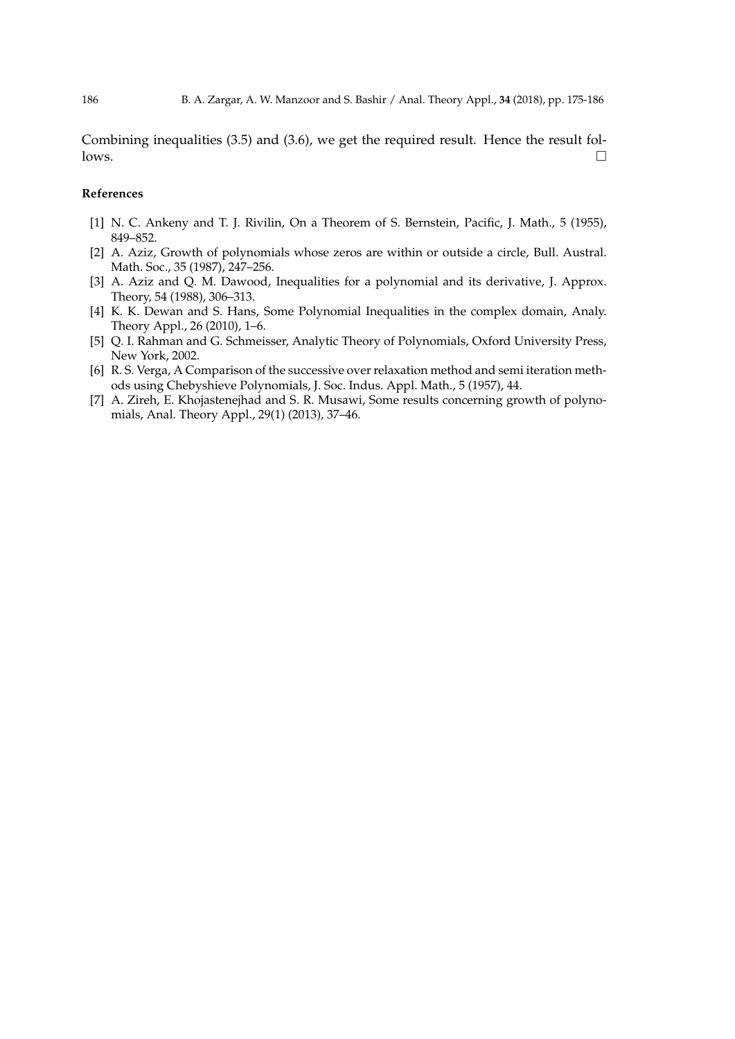Combining inequalities (3.5) and (3.6), we get the required result. Hence the result follows. □

## References

[1] N. C. Ankeny and T. J. Rivilin, On a Theorem of S. Bernstein, Pacific, J. Math., 5 (1955), 849–852.

[2] A. Aziz, Growth of polynomials whose zeros are within or outside a circle, Bull. Austral. Math. Soc., 35 (1987), 247–256.

[3] A. Aziz and Q. M. Dawood, Inequalities for a polynomial and its derivative, J. Approx. Theory, 54 (1988), 306–313.

[4] K. K. Dewan and S. Hans, Some Polynomial Inequalities in the complex domain, Analy. Theory Appl., 26 (2010), 1–6.

[5] Q. I. Rahman and G. Schmeisser, Analytic Theory of Polynomials, Oxford University Press, New York, 2002.

[6] R. S. Verga, A Comparison of the successive over relaxation method and semi iteration methods using Chebyshieve Polynomials, J. Soc. Indus. Appl. Math., 5 (1957), 44.

[7] A. Zireh, E. Khojastenejhad and S. R. Musawi, Some results concerning growth of polynomials, Anal. Theory Appl., 29(1) (2013), 37–46.